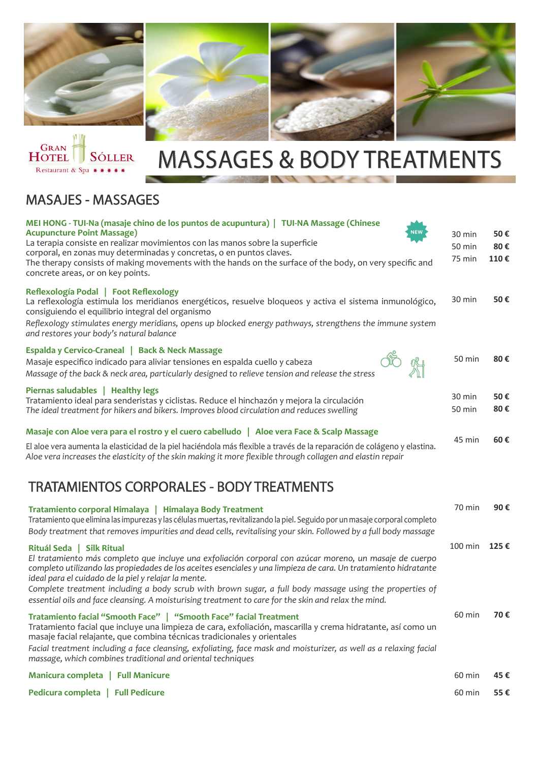Gran Hotel Sóller
Restaurant & Spa ★★★★★

# MASSAGES & BODY TREATMENTS

## MASAJES - MASSAGES

**MEI HONG - TUI-Na (masaje chino de los puntos de acupuntura) | TUI-NA Massage (Chinese Acupuncture Point Massage)** NEW

La terapia consiste en realizar movimientos con las manos sobre la superficie corporal, en zonas muy determinadas y concretas, o en puntos claves.
The therapy consists of making movements with the hands on the surface of the body, on very specific and concrete areas, or on key points.

30 min **50 €**
50 min **80 €**
75 min **110 €**

**Reflexología Podal | Foot Reflexology**

La reflexología estimula los meridianos energéticos, resuelve bloqueos y activa el sistema inmunológico, consiguiendo el equilibrio integral del organismo
*Reflexology stimulates energy meridians, opens up blocked energy pathways, strengthens the immune system and restores your body's natural balance*

30 min **50 €**

**Espalda y Cervico-Craneal | Back & Neck Massage**

Masaje especifico indicado para aliviar tensiones en espalda cuello y cabeza
*Massage of the back & neck area, particularly designed to relieve tension and release the stress*

50 min **80 €**

**Piernas saludables | Healthy legs**

Tratamiento ideal para senderistas y ciclistas. Reduce el hinchazón y mejora la circulación
*The ideal treatment for hikers and bikers. Improves blood circulation and reduces swelling*

30 min **50 €**
50 min **80 €**

**Masaje con Aloe vera para el rostro y el cuero cabelludo | Aloe vera Face & Scalp Massage**

El aloe vera aumenta la elasticidad de la piel haciéndola más flexible a través de la reparación de colágeno y elastina.
*Aloe vera increases the elasticity of the skin making it more flexible through collagen and elastin repair*

45 min **60 €**

## TRATAMIENTOS CORPORALES - BODY TREATMENTS

**Tratamiento corporal Himalaya | Himalaya Body Treatment**

Tratamiento que elimina las impurezas y las células muertas, revitalizando la piel. Seguido por un masaje corporal completo
*Body treatment that removes impurities and dead cells, revitalising your skin. Followed by a full body massage*

70 min **90 €**

**Ritual Seda | Silk Ritual**

*El tratamiento más completo que incluye una exfoliación corporal con azúcar moreno, un masaje de cuerpo completo utilizando las propiedades de los aceites esenciales y una limpieza de cara. Un tratamiento hidratante ideal para el cuidado de la piel y relajar la mente.*
*Complete treatment including a body scrub with brown sugar, a full body massage using the properties of essential oils and face cleansing. A moisturising treatment to care for the skin and relax the mind.*

100 min **125 €**

**Tratamiento facial "Smooth Face" | "Smooth Face" facial Treatment**

Tratamiento facial que incluye una limpieza de cara, exfoliación, mascarilla y crema hidratante, así como un masaje facial relajante, que combina técnicas tradicionales y orientales
*Facial treatment including a face cleansing, exfoliating, face mask and moisturizer, as well as a relaxing facial massage, which combines traditional and oriental techniques*

60 min **70 €**

**Manicura completa | Full Manicure** — 60 min **45 €**

**Pedicura completa | Full Pedicure** — 60 min **55 €**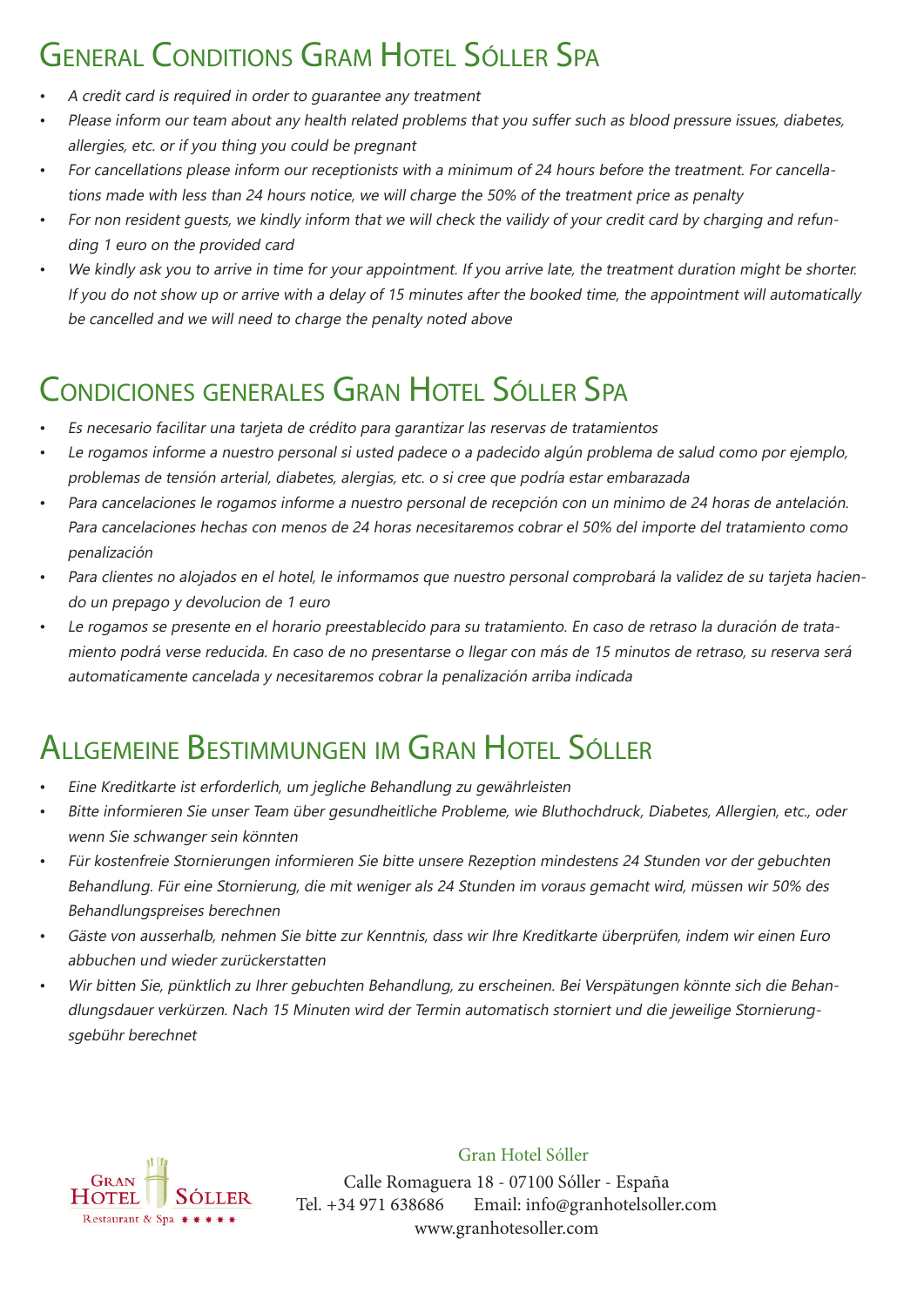# General Conditions Gram Hotel Sóller Spa

- *A credit card is required in order to guarantee any treatment*
- *Please inform our team about any health related problems that you suffer such as blood pressure issues, diabetes, allergies, etc. or if you thing you could be pregnant*
- *For cancellations please inform our receptionists with a minimum of 24 hours before the treatment. For cancellations made with less than 24 hours notice, we will charge the 50% of the treatment price as penalty*
- *For non resident guests, we kindly inform that we will check the vailidy of your credit card by charging and refunding 1 euro on the provided card*
- *We kindly ask you to arrive in time for your appointment. If you arrive late, the treatment duration might be shorter. If you do not show up or arrive with a delay of 15 minutes after the booked time, the appointment will automatically be cancelled and we will need to charge the penalty noted above*

# Condiciones generales Gran Hotel Sóller Spa

- *Es necesario facilitar una tarjeta de crédito para garantizar las reservas de tratamientos*
- *Le rogamos informe a nuestro personal si usted padece o a padecido algún problema de salud como por ejemplo, problemas de tensión arterial, diabetes, alergias, etc. o si cree que podría estar embarazada*
- *Para cancelaciones le rogamos informe a nuestro personal de recepción con un minimo de 24 horas de antelación. Para cancelaciones hechas con menos de 24 horas necesitaremos cobrar el 50% del importe del tratamiento como penalización*
- *Para clientes no alojados en el hotel, le informamos que nuestro personal comprobará la validez de su tarjeta haciendo un prepago y devolucion de 1 euro*
- *Le rogamos se presente en el horario preestablecido para su tratamiento. En caso de retraso la duración de tratamiento podrá verse reducida. En caso de no presentarse o llegar con más de 15 minutos de retraso, su reserva será automaticamente cancelada y necesitaremos cobrar la penalización arriba indicada*

# Allgemeine Bestimmungen im Gran Hotel Sóller

- *Eine Kreditkarte ist erforderlich, um jegliche Behandlung zu gewährleisten*
- *Bitte informieren Sie unser Team über gesundheitliche Probleme, wie Bluthochdruck, Diabetes, Allergien, etc., oder wenn Sie schwanger sein könnten*
- *Für kostenfreie Stornierungen informieren Sie bitte unsere Rezeption mindestens 24 Stunden vor der gebuchten Behandlung. Für eine Stornierung, die mit weniger als 24 Stunden im voraus gemacht wird, müssen wir 50% des Behandlungspreises berechnen*
- *Gäste von ausserhalb, nehmen Sie bitte zur Kenntnis, dass wir Ihre Kreditkarte überprüfen, indem wir einen Euro abbuchen und wieder zurückerstatten*
- *Wir bitten Sie, pünktlich zu Ihrer gebuchten Behandlung, zu erscheinen. Bei Verspätungen könnte sich die Behandlungsdauer verkürzen. Nach 15 Minuten wird der Termin automatisch storniert und die jeweilige Stornierungsgebühr berechnet*

Gran Hotel Sóller
Restaurant & Spa

Gran Hotel Sóller
Calle Romaguera 18 - 07100 Sóller - España
Tel. +34 971 638686 Email: info@granhotelsoller.com
www.granhotesoller.com